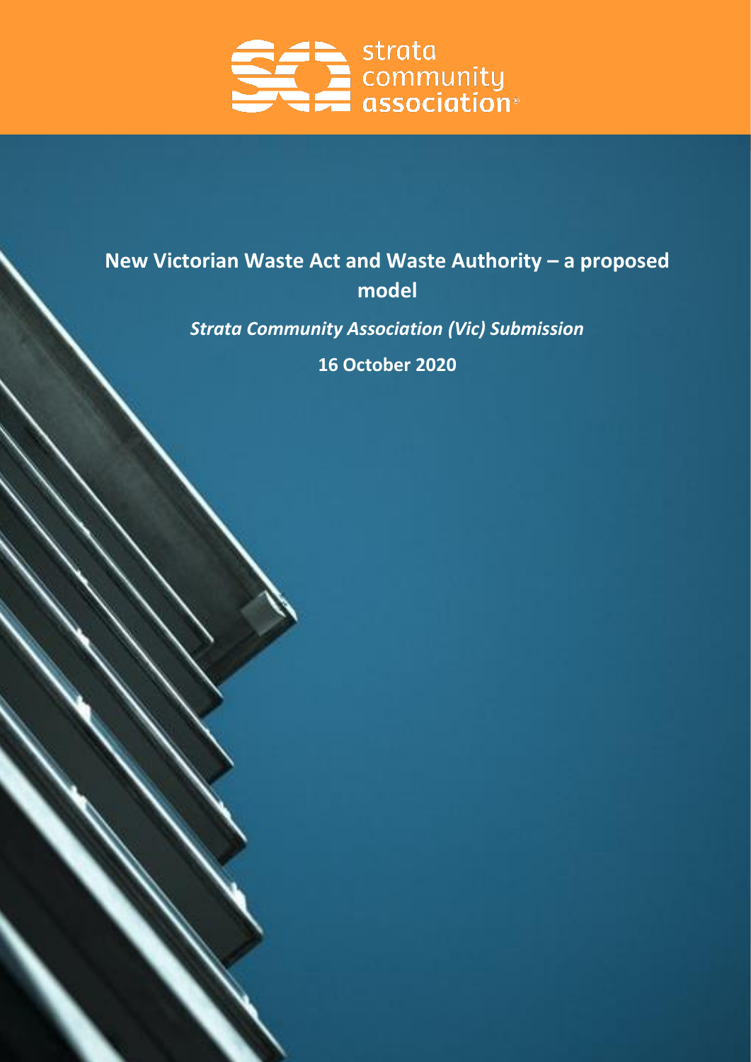strata community association

# New Victorian Waste Act and Waste Authority – a proposed model

***Strata Community Association (Vic) Submission***

**16 October 2020**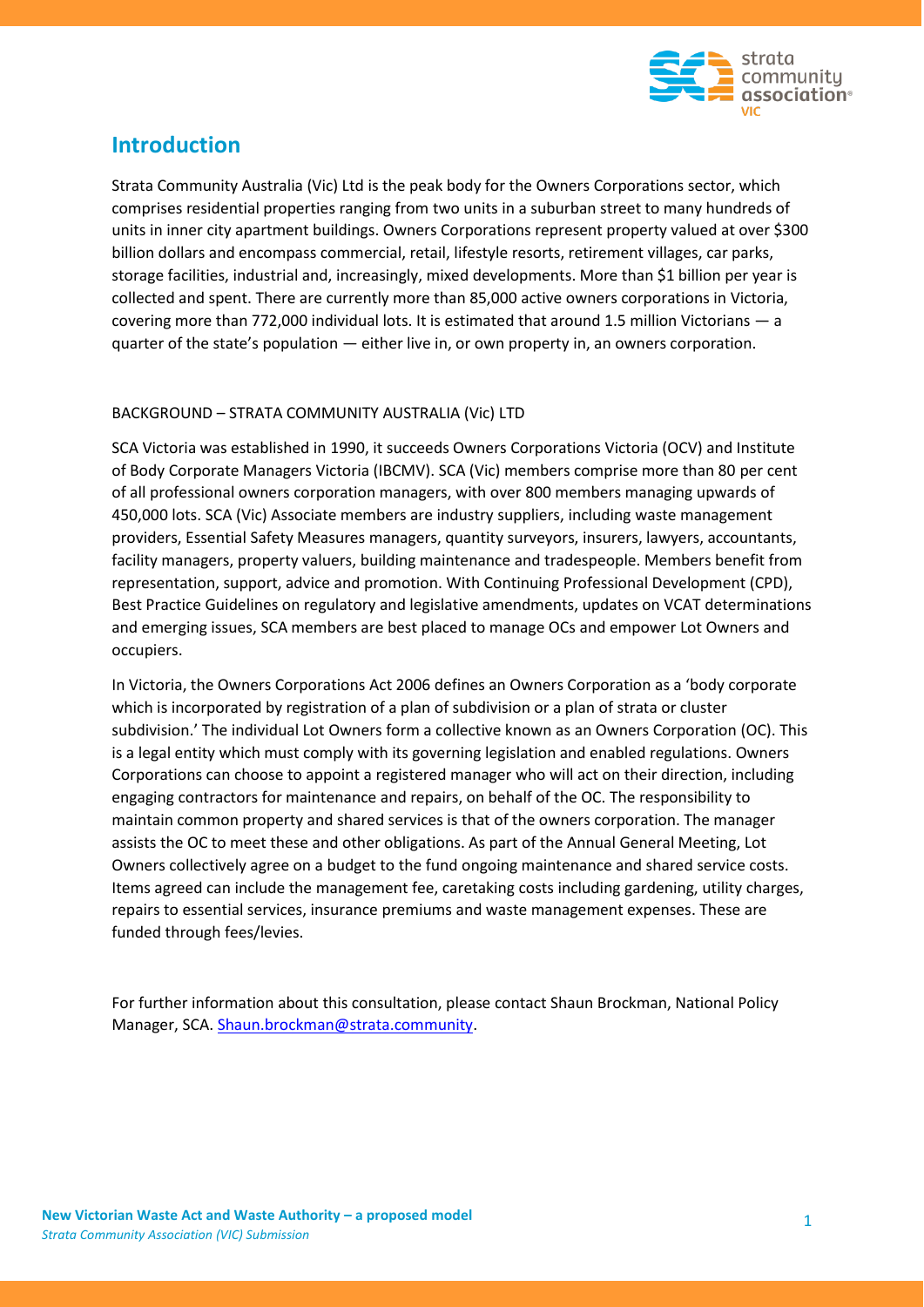# Introduction

Strata Community Australia (Vic) Ltd is the peak body for the Owners Corporations sector, which comprises residential properties ranging from two units in a suburban street to many hundreds of units in inner city apartment buildings. Owners Corporations represent property valued at over $300 billion dollars and encompass commercial, retail, lifestyle resorts, retirement villages, car parks, storage facilities, industrial and, increasingly, mixed developments. More than $1 billion per year is collected and spent. There are currently more than 85,000 active owners corporations in Victoria, covering more than 772,000 individual lots. It is estimated that around 1.5 million Victorians — a quarter of the state's population — either live in, or own property in, an owners corporation.

BACKGROUND – STRATA COMMUNITY AUSTRALIA (Vic) LTD

SCA Victoria was established in 1990, it succeeds Owners Corporations Victoria (OCV) and Institute of Body Corporate Managers Victoria (IBCMV). SCA (Vic) members comprise more than 80 per cent of all professional owners corporation managers, with over 800 members managing upwards of 450,000 lots. SCA (Vic) Associate members are industry suppliers, including waste management providers, Essential Safety Measures managers, quantity surveyors, insurers, lawyers, accountants, facility managers, property valuers, building maintenance and tradespeople. Members benefit from representation, support, advice and promotion. With Continuing Professional Development (CPD), Best Practice Guidelines on regulatory and legislative amendments, updates on VCAT determinations and emerging issues, SCA members are best placed to manage OCs and empower Lot Owners and occupiers.

In Victoria, the Owners Corporations Act 2006 defines an Owners Corporation as a 'body corporate which is incorporated by registration of a plan of subdivision or a plan of strata or cluster subdivision.' The individual Lot Owners form a collective known as an Owners Corporation (OC). This is a legal entity which must comply with its governing legislation and enabled regulations. Owners Corporations can choose to appoint a registered manager who will act on their direction, including engaging contractors for maintenance and repairs, on behalf of the OC. The responsibility to maintain common property and shared services is that of the owners corporation. The manager assists the OC to meet these and other obligations. As part of the Annual General Meeting, Lot Owners collectively agree on a budget to the fund ongoing maintenance and shared service costs. Items agreed can include the management fee, caretaking costs including gardening, utility charges, repairs to essential services, insurance premiums and waste management expenses. These are funded through fees/levies.

For further information about this consultation, please contact Shaun Brockman, National Policy Manager, SCA. Shaun.brockman@strata.community.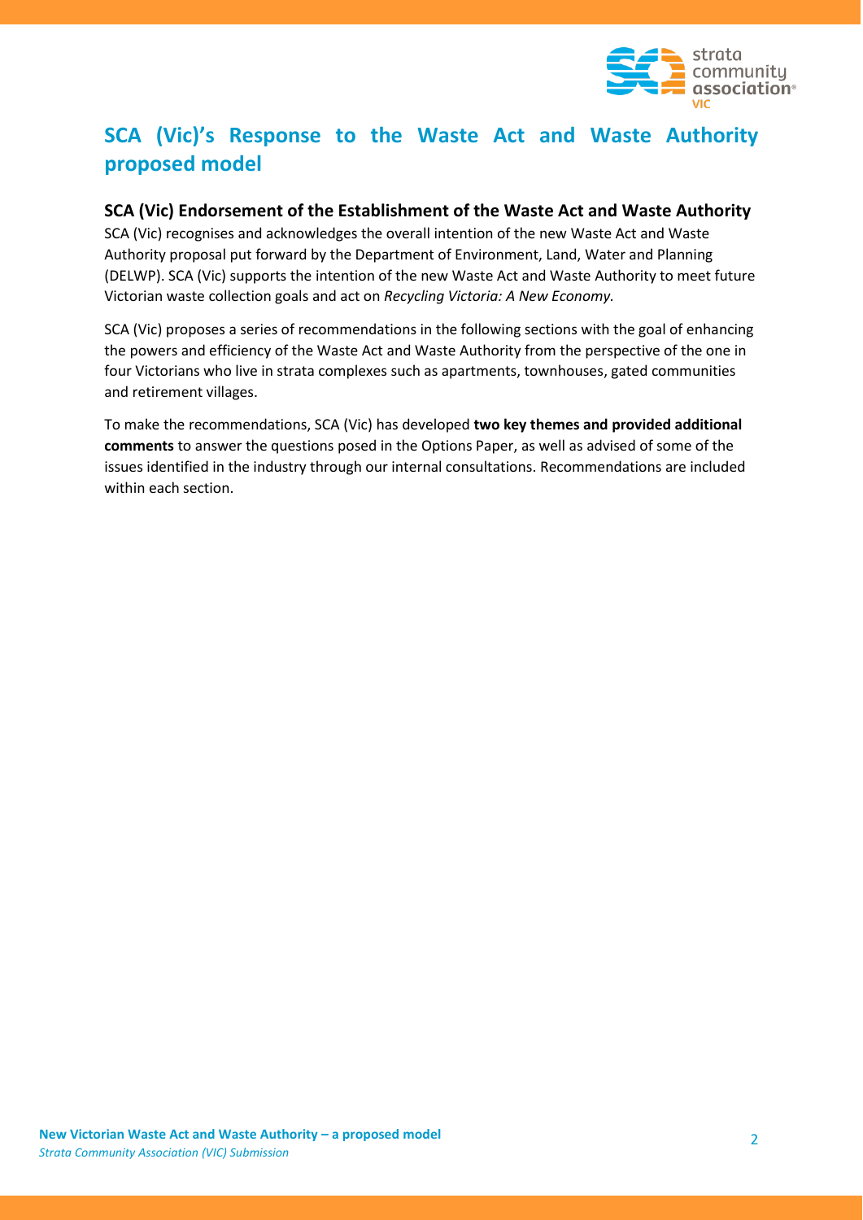# SCA (Vic)'s Response to the Waste Act and Waste Authority proposed model

## SCA (Vic) Endorsement of the Establishment of the Waste Act and Waste Authority

SCA (Vic) recognises and acknowledges the overall intention of the new Waste Act and Waste Authority proposal put forward by the Department of Environment, Land, Water and Planning (DELWP). SCA (Vic) supports the intention of the new Waste Act and Waste Authority to meet future Victorian waste collection goals and act on *Recycling Victoria: A New Economy.*

SCA (Vic) proposes a series of recommendations in the following sections with the goal of enhancing the powers and efficiency of the Waste Act and Waste Authority from the perspective of the one in four Victorians who live in strata complexes such as apartments, townhouses, gated communities and retirement villages.

To make the recommendations, SCA (Vic) has developed **two key themes and provided additional comments** to answer the questions posed in the Options Paper, as well as advised of some of the issues identified in the industry through our internal consultations. Recommendations are included within each section.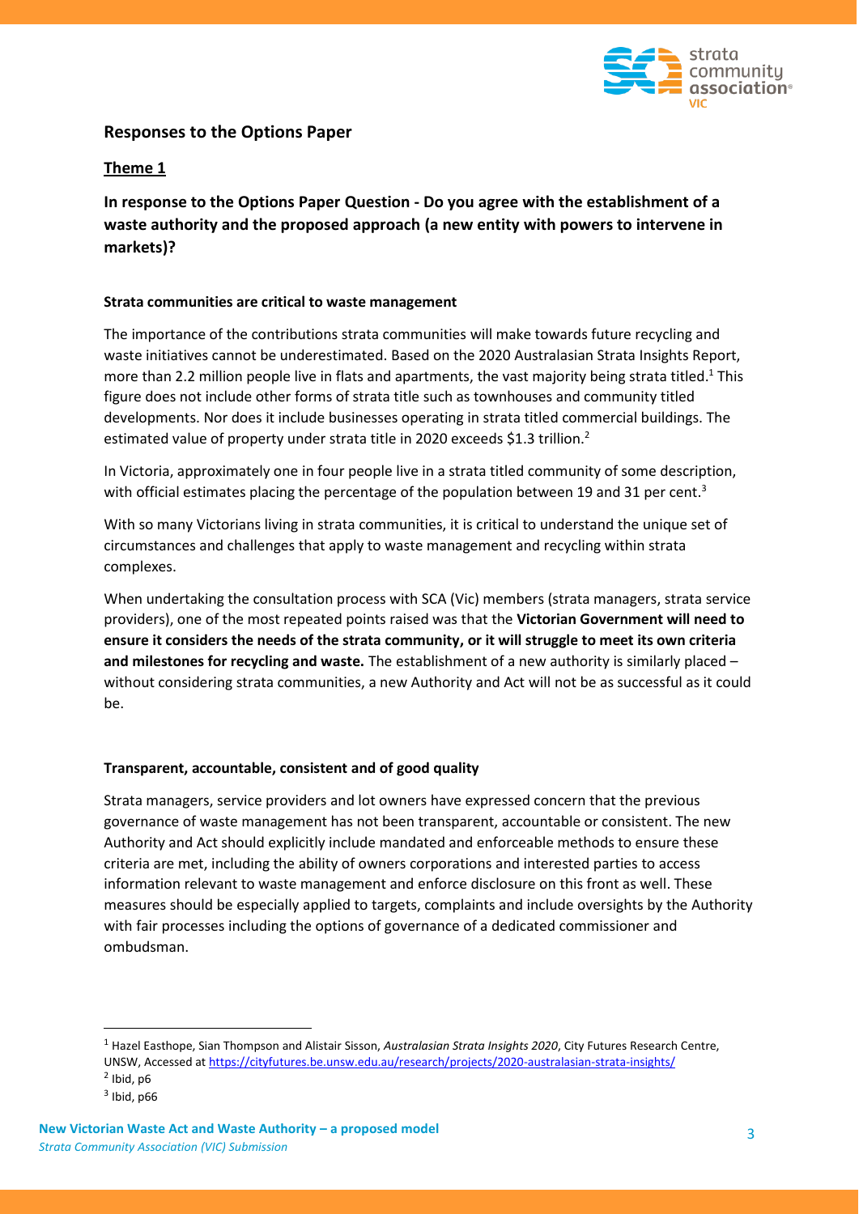## Responses to the Options Paper

### Theme 1

### In response to the Options Paper Question - Do you agree with the establishment of a waste authority and the proposed approach (a new entity with powers to intervene in markets)?

**Strata communities are critical to waste management**

The importance of the contributions strata communities will make towards future recycling and waste initiatives cannot be underestimated. Based on the 2020 Australasian Strata Insights Report, more than 2.2 million people live in flats and apartments, the vast majority being strata titled.[1] This figure does not include other forms of strata title such as townhouses and community titled developments. Nor does it include businesses operating in strata titled commercial buildings. The estimated value of property under strata title in 2020 exceeds $1.3 trillion.[2]

In Victoria, approximately one in four people live in a strata titled community of some description, with official estimates placing the percentage of the population between 19 and 31 per cent.[3]

With so many Victorians living in strata communities, it is critical to understand the unique set of circumstances and challenges that apply to waste management and recycling within strata complexes.

When undertaking the consultation process with SCA (Vic) members (strata managers, strata service providers), one of the most repeated points raised was that the **Victorian Government will need to ensure it considers the needs of the strata community, or it will struggle to meet its own criteria and milestones for recycling and waste.** The establishment of a new authority is similarly placed – without considering strata communities, a new Authority and Act will not be as successful as it could be.

**Transparent, accountable, consistent and of good quality**

Strata managers, service providers and lot owners have expressed concern that the previous governance of waste management has not been transparent, accountable or consistent. The new Authority and Act should explicitly include mandated and enforceable methods to ensure these criteria are met, including the ability of owners corporations and interested parties to access information relevant to waste management and enforce disclosure on this front as well. These measures should be especially applied to targets, complaints and include oversights by the Authority with fair processes including the options of governance of a dedicated commissioner and ombudsman.

---

[1] Hazel Easthope, Sian Thompson and Alistair Sisson, *Australasian Strata Insights 2020*, City Futures Research Centre, UNSW, Accessed at https://cityfutures.be.unsw.edu.au/research/projects/2020-australasian-strata-insights/

[2] Ibid, p6

[3] Ibid, p66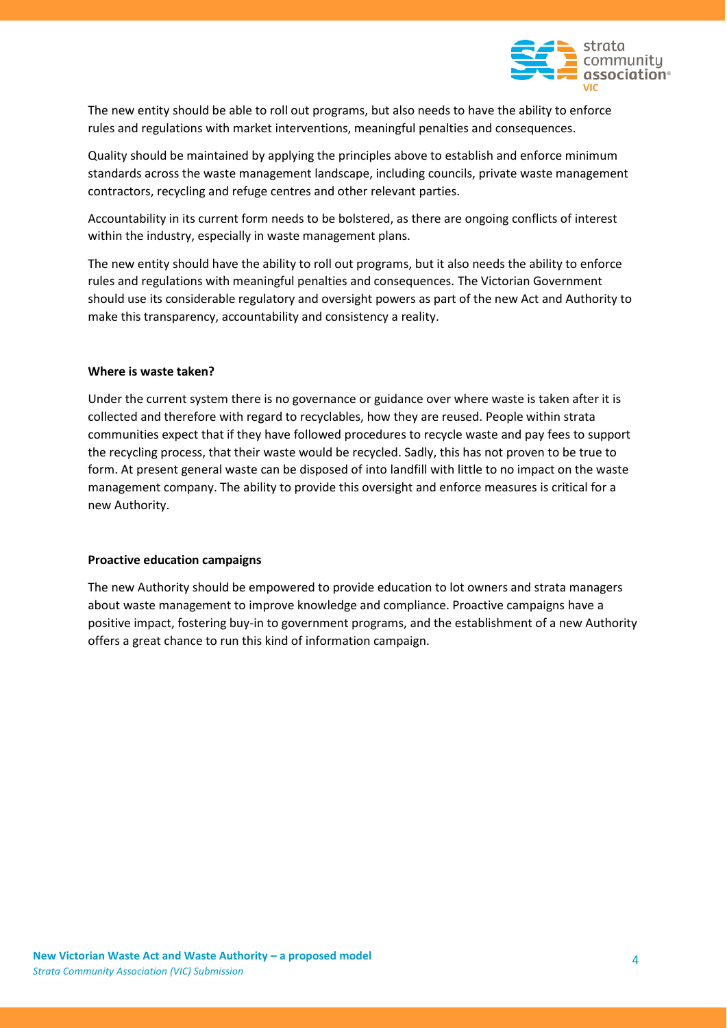The new entity should be able to roll out programs, but also needs to have the ability to enforce rules and regulations with market interventions, meaningful penalties and consequences.

Quality should be maintained by applying the principles above to establish and enforce minimum standards across the waste management landscape, including councils, private waste management contractors, recycling and refuge centres and other relevant parties.

Accountability in its current form needs to be bolstered, as there are ongoing conflicts of interest within the industry, especially in waste management plans.

The new entity should have the ability to roll out programs, but it also needs the ability to enforce rules and regulations with meaningful penalties and consequences. The Victorian Government should use its considerable regulatory and oversight powers as part of the new Act and Authority to make this transparency, accountability and consistency a reality.

**Where is waste taken?**

Under the current system there is no governance or guidance over where waste is taken after it is collected and therefore with regard to recyclables, how they are reused. People within strata communities expect that if they have followed procedures to recycle waste and pay fees to support the recycling process, that their waste would be recycled. Sadly, this has not proven to be true to form. At present general waste can be disposed of into landfill with little to no impact on the waste management company. The ability to provide this oversight and enforce measures is critical for a new Authority.

**Proactive education campaigns**

The new Authority should be empowered to provide education to lot owners and strata managers about waste management to improve knowledge and compliance. Proactive campaigns have a positive impact, fostering buy-in to government programs, and the establishment of a new Authority offers a great chance to run this kind of information campaign.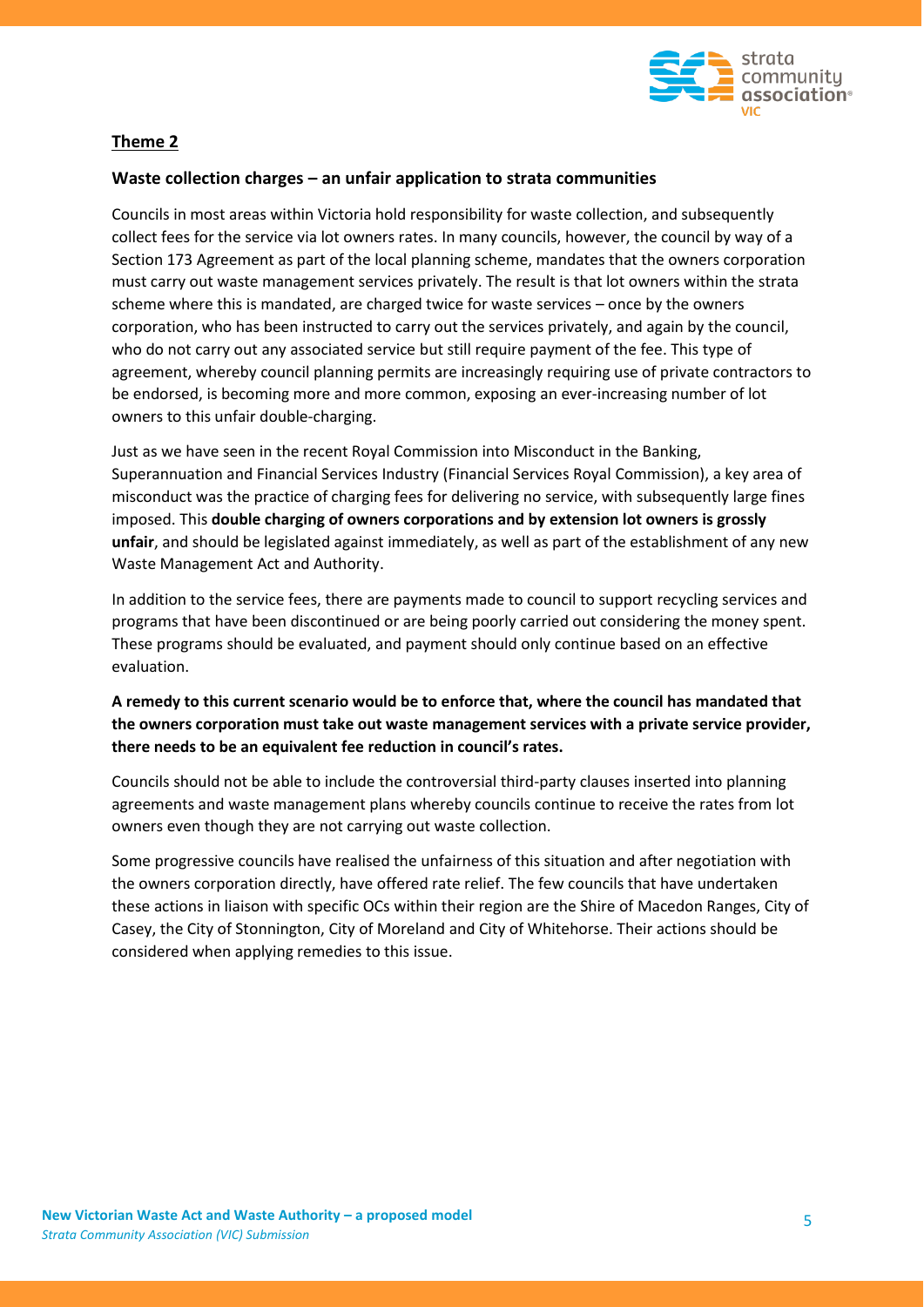## Theme 2

### Waste collection charges – an unfair application to strata communities

Councils in most areas within Victoria hold responsibility for waste collection, and subsequently collect fees for the service via lot owners rates. In many councils, however, the council by way of a Section 173 Agreement as part of the local planning scheme, mandates that the owners corporation must carry out waste management services privately. The result is that lot owners within the strata scheme where this is mandated, are charged twice for waste services – once by the owners corporation, who has been instructed to carry out the services privately, and again by the council, who do not carry out any associated service but still require payment of the fee. This type of agreement, whereby council planning permits are increasingly requiring use of private contractors to be endorsed, is becoming more and more common, exposing an ever-increasing number of lot owners to this unfair double-charging.

Just as we have seen in the recent Royal Commission into Misconduct in the Banking, Superannuation and Financial Services Industry (Financial Services Royal Commission), a key area of misconduct was the practice of charging fees for delivering no service, with subsequently large fines imposed. This **double charging of owners corporations and by extension lot owners is grossly unfair**, and should be legislated against immediately, as well as part of the establishment of any new Waste Management Act and Authority.

In addition to the service fees, there are payments made to council to support recycling services and programs that have been discontinued or are being poorly carried out considering the money spent. These programs should be evaluated, and payment should only continue based on an effective evaluation.

**A remedy to this current scenario would be to enforce that, where the council has mandated that the owners corporation must take out waste management services with a private service provider, there needs to be an equivalent fee reduction in council's rates.**

Councils should not be able to include the controversial third-party clauses inserted into planning agreements and waste management plans whereby councils continue to receive the rates from lot owners even though they are not carrying out waste collection.

Some progressive councils have realised the unfairness of this situation and after negotiation with the owners corporation directly, have offered rate relief. The few councils that have undertaken these actions in liaison with specific OCs within their region are the Shire of Macedon Ranges, City of Casey, the City of Stonnington, City of Moreland and City of Whitehorse. Their actions should be considered when applying remedies to this issue.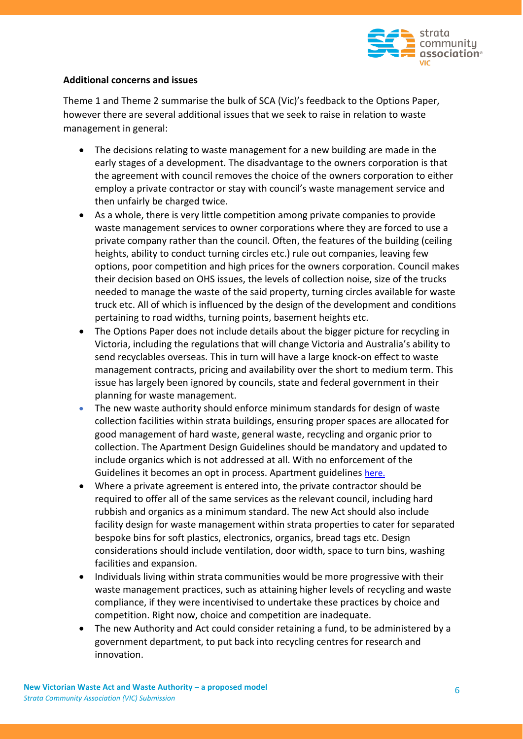**Additional concerns and issues**

Theme 1 and Theme 2 summarise the bulk of SCA (Vic)'s feedback to the Options Paper, however there are several additional issues that we seek to raise in relation to waste management in general:

- The decisions relating to waste management for a new building are made in the early stages of a development. The disadvantage to the owners corporation is that the agreement with council removes the choice of the owners corporation to either employ a private contractor or stay with council's waste management service and then unfairly be charged twice.
- As a whole, there is very little competition among private companies to provide waste management services to owner corporations where they are forced to use a private company rather than the council. Often, the features of the building (ceiling heights, ability to conduct turning circles etc.) rule out companies, leaving few options, poor competition and high prices for the owners corporation. Council makes their decision based on OHS issues, the levels of collection noise, size of the trucks needed to manage the waste of the said property, turning circles available for waste truck etc. All of which is influenced by the design of the development and conditions pertaining to road widths, turning points, basement heights etc.
- The Options Paper does not include details about the bigger picture for recycling in Victoria, including the regulations that will change Victoria and Australia's ability to send recyclables overseas. This in turn will have a large knock-on effect to waste management contracts, pricing and availability over the short to medium term. This issue has largely been ignored by councils, state and federal government in their planning for waste management.
- The new waste authority should enforce minimum standards for design of waste collection facilities within strata buildings, ensuring proper spaces are allocated for good management of hard waste, general waste, recycling and organic prior to collection. The Apartment Design Guidelines should be mandatory and updated to include organics which is not addressed at all. With no enforcement of the Guidelines it becomes an opt in process. Apartment guidelines [here.]()
- Where a private agreement is entered into, the private contractor should be required to offer all of the same services as the relevant council, including hard rubbish and organics as a minimum standard. The new Act should also include facility design for waste management within strata properties to cater for separated bespoke bins for soft plastics, electronics, organics, bread tags etc. Design considerations should include ventilation, door width, space to turn bins, washing facilities and expansion.
- Individuals living within strata communities would be more progressive with their waste management practices, such as attaining higher levels of recycling and waste compliance, if they were incentivised to undertake these practices by choice and competition. Right now, choice and competition are inadequate.
- The new Authority and Act could consider retaining a fund, to be administered by a government department, to put back into recycling centres for research and innovation.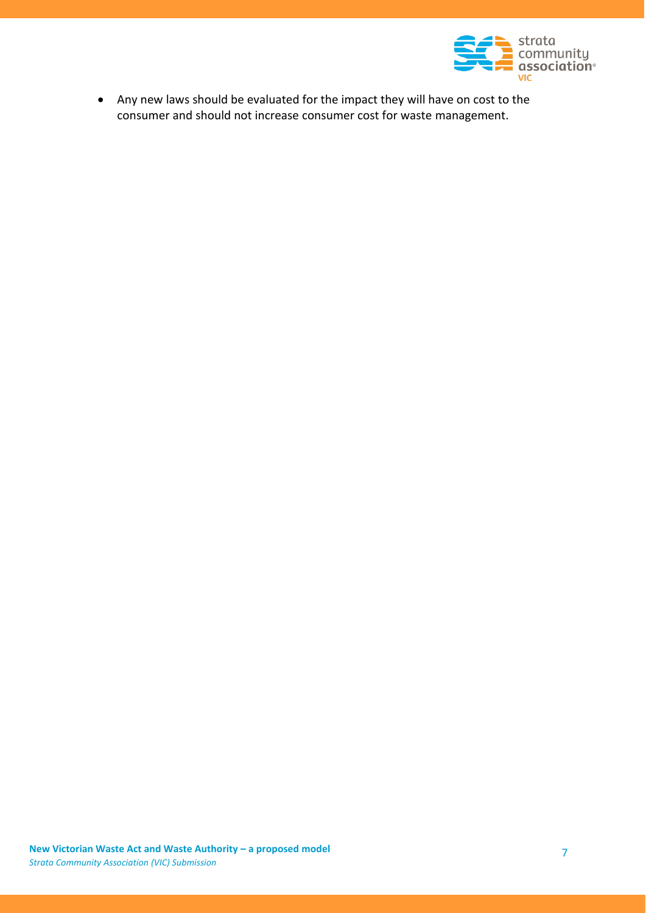- Any new laws should be evaluated for the impact they will have on cost to the consumer and should not increase consumer cost for waste management.